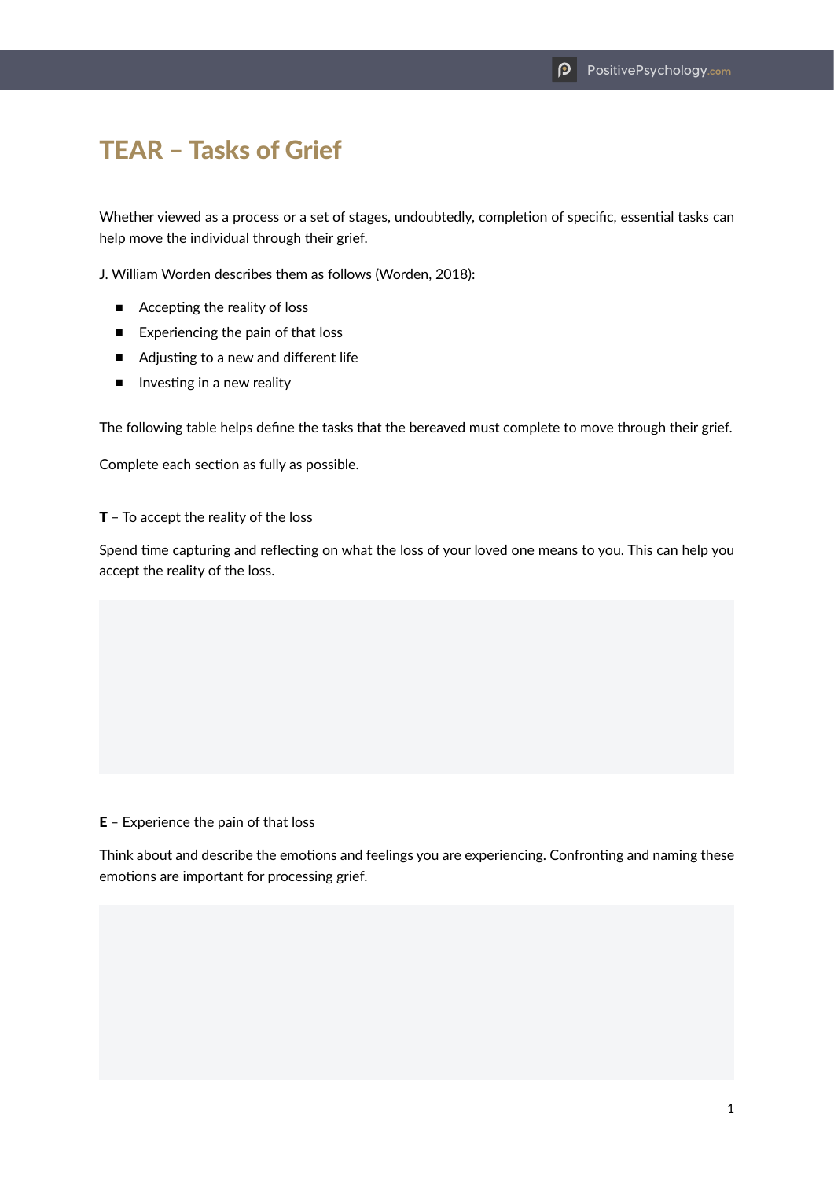# TEAR – Tasks of Grief

Whether viewed as a process or a set of stages, undoubtedly, completion of specific, essential tasks can help move the individual through their grief.

J. William Worden describes them as follows (Worden, 2018):

- Accepting the reality of loss
- Experiencing the pain of that loss
- Adjusting to a new and different life
- Investing in a new reality

The following table helps define the tasks that the bereaved must complete to move through their grief.

Complete each section as fully as possible.

**T** – To accept the reality of the loss

Spend time capturing and reflecting on what the loss of your loved one means to you. This can help you accept the reality of the loss.

**E** – Experience the pain of that loss

Think about and describe the emotions and feelings you are experiencing. Confronting and naming these emotions are important for processing grief.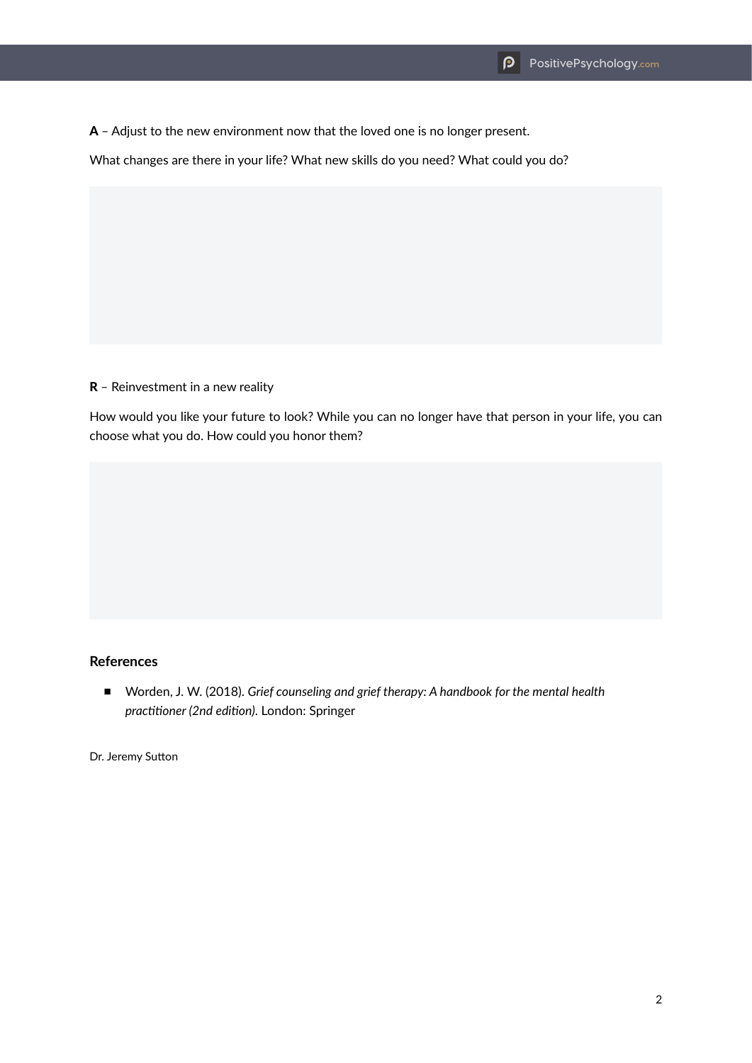**A** – Adjust to the new environment now that the loved one is no longer present.

What changes are there in your life? What new skills do you need? What could you do?

**R** – Reinvestment in a new reality

How would you like your future to look? While you can no longer have that person in your life, you can choose what you do. How could you honor them?

### References

- Worden, J. W. (2018). *Grief counseling and grief therapy: A handbook for the mental health practitioner (2nd edition).* London: Springer

Dr. Jeremy Sutton